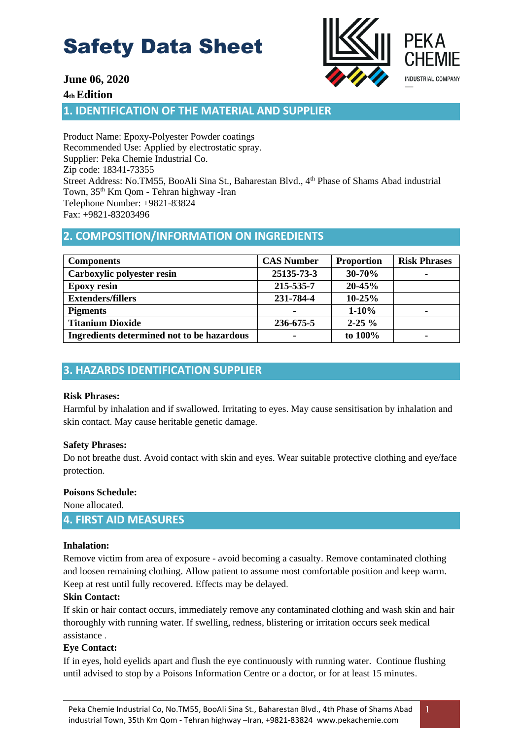# Safety Data Sheet

**June 06, 2020**

**4th Edition**

## 1. IDENTIFICATION OF THE MATERIAL AND SUPPLIER

Product Name: Epoxy-Polyester Powder coatings
Recommended Use: Applied by electrostatic spray.
Supplier: Peka Chemie Industrial Co.
Zip code: 18341-73355
Street Address: No.TM55, BooAli Sina St., Baharestan Blvd., 4th Phase of Shams Abad industrial Town, 35th Km Qom - Tehran highway -Iran
Telephone Number: +9821-83824
Fax: +9821-83203496

## 2. COMPOSITION/INFORMATION ON INGREDIENTS

| Components | CAS Number | Proportion | Risk Phrases |
|---|---|---|---|
| **Carboxylic polyester resin** | **25135-73-3** | **30-70%** | **-** |
| **Epoxy resin** | **215-535-7** | **20-45%** | |
| **Extenders/fillers** | **231-784-4** | **10-25%** | |
| **Pigments** | **-** | **1-10%** | **-** |
| **Titanium Dioxide** | **236-675-5** | **2-25 %** | |
| **Ingredients determined not to be hazardous** | **-** | **to 100%** | **-** |

## 3. HAZARDS IDENTIFICATION SUPPLIER

**Risk Phrases:**

Harmful by inhalation and if swallowed. Irritating to eyes. May cause sensitisation by inhalation and skin contact. May cause heritable genetic damage.

**Safety Phrases:**

Do not breathe dust. Avoid contact with skin and eyes. Wear suitable protective clothing and eye/face protection.

**Poisons Schedule:**

None allocated.

## 4. FIRST AID MEASURES

**Inhalation:**

Remove victim from area of exposure - avoid becoming a casualty. Remove contaminated clothing and loosen remaining clothing. Allow patient to assume most comfortable position and keep warm. Keep at rest until fully recovered. Effects may be delayed.

**Skin Contact:**

If skin or hair contact occurs, immediately remove any contaminated clothing and wash skin and hair thoroughly with running water. If swelling, redness, blistering or irritation occurs seek medical assistance .

**Eye Contact:**

If in eyes, hold eyelids apart and flush the eye continuously with running water. Continue flushing until advised to stop by a Poisons Information Centre or a doctor, or for at least 15 minutes.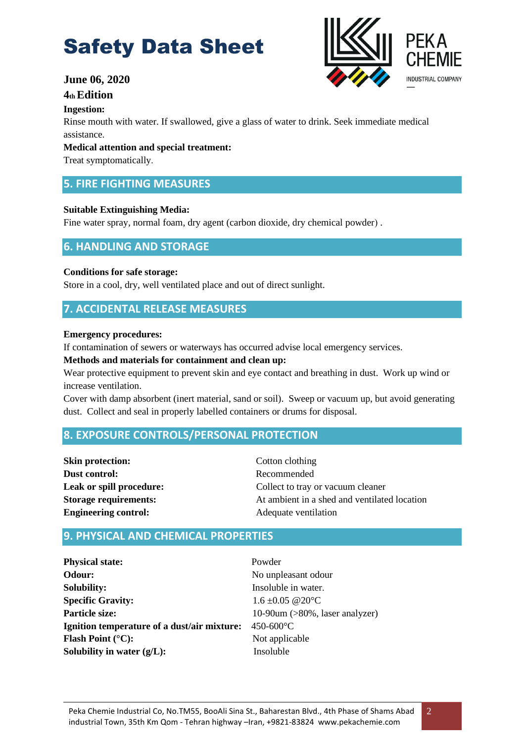## Ingestion:

Rinse mouth with water. If swallowed, give a glass of water to drink. Seek immediate medical assistance.

**Medical attention and special treatment:**

Treat symptomatically.

## 5. FIRE FIGHTING MEASURES

**Suitable Extinguishing Media:**

Fine water spray, normal foam, dry agent (carbon dioxide, dry chemical powder) .

## 6. HANDLING AND STORAGE

**Conditions for safe storage:**

Store in a cool, dry, well ventilated place and out of direct sunlight.

## 7. ACCIDENTAL RELEASE MEASURES

**Emergency procedures:**

If contamination of sewers or waterways has occurred advise local emergency services.

**Methods and materials for containment and clean up:**

Wear protective equipment to prevent skin and eye contact and breathing in dust. Work up wind or increase ventilation.

Cover with damp absorbent (inert material, sand or soil). Sweep or vacuum up, but avoid generating dust. Collect and seal in properly labelled containers or drums for disposal.

## 8. EXPOSURE CONTROLS/PERSONAL PROTECTION

| | |
|---|---|
| **Skin protection:** | Cotton clothing |
| **Dust control:** | Recommended |
| **Leak or spill procedure:** | Collect to tray or vacuum cleaner |
| **Storage requirements:** | At ambient in a shed and ventilated location |
| **Engineering control:** | Adequate ventilation |

## 9. PHYSICAL AND CHEMICAL PROPERTIES

| | |
|---|---|
| **Physical state:** | Powder |
| **Odour:** | No unpleasant odour |
| **Solubility:** | Insoluble in water. |
| **Specific Gravity:** | 1.6 ±0.05 @20°C |
| **Particle size:** | 10-90um (>80%, laser analyzer) |
| **Ignition temperature of a dust/air mixture:** | 450-600°C |
| **Flash Point (°C):** | Not applicable |
| **Solubility in water (g/L):** | Insoluble |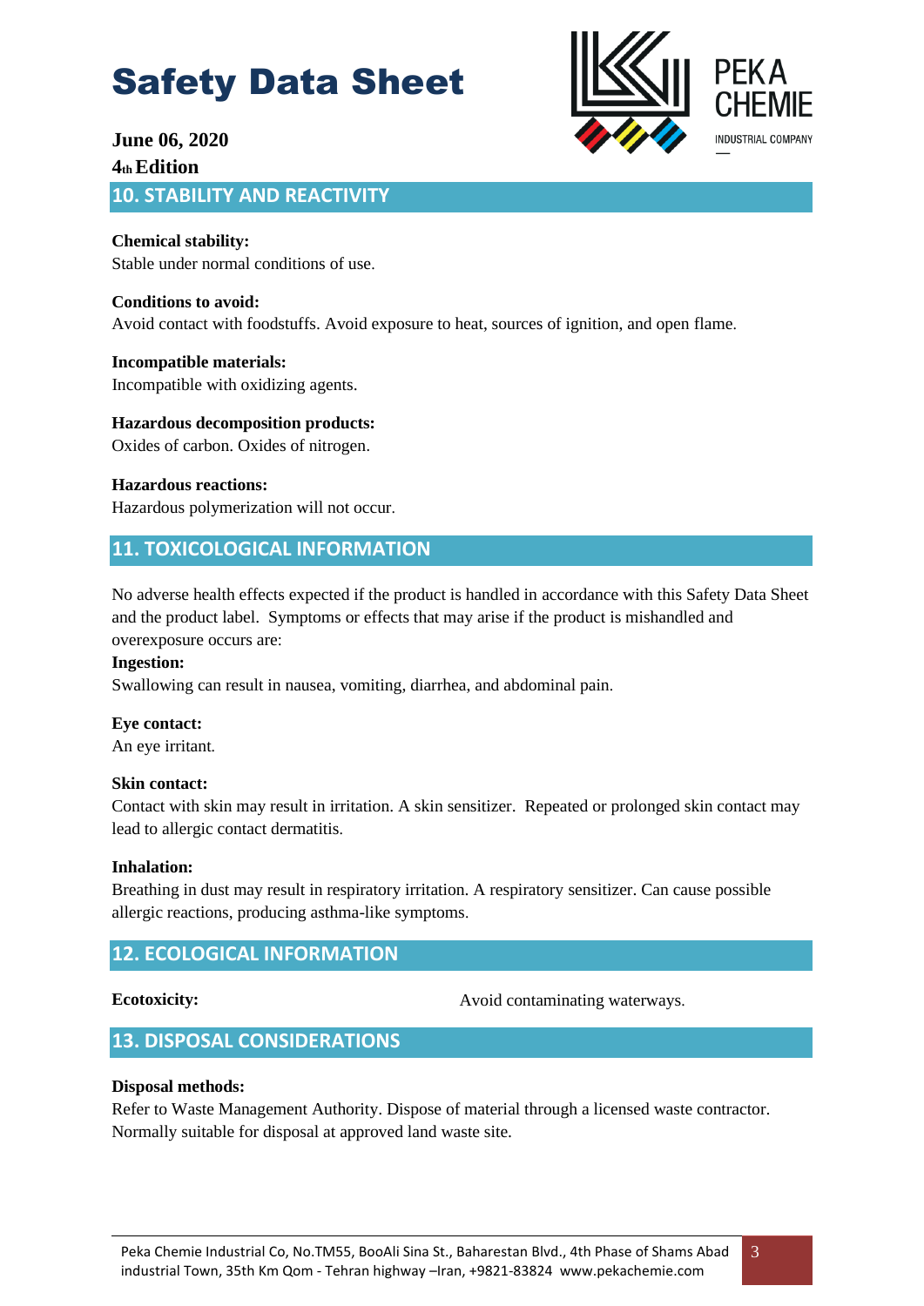## 10. STABILITY AND REACTIVITY

**Chemical stability:**
Stable under normal conditions of use.

**Conditions to avoid:**
Avoid contact with foodstuffs. Avoid exposure to heat, sources of ignition, and open flame.

**Incompatible materials:**
Incompatible with oxidizing agents.

**Hazardous decomposition products:**
Oxides of carbon. Oxides of nitrogen.

**Hazardous reactions:**
Hazardous polymerization will not occur.

## 11. TOXICOLOGICAL INFORMATION

No adverse health effects expected if the product is handled in accordance with this Safety Data Sheet and the product label. Symptoms or effects that may arise if the product is mishandled and overexposure occurs are:

**Ingestion:**
Swallowing can result in nausea, vomiting, diarrhea, and abdominal pain.

**Eye contact:**
An eye irritant.

**Skin contact:**
Contact with skin may result in irritation. A skin sensitizer. Repeated or prolonged skin contact may lead to allergic contact dermatitis.

**Inhalation:**
Breathing in dust may result in respiratory irritation. A respiratory sensitizer. Can cause possible allergic reactions, producing asthma-like symptoms.

## 12. ECOLOGICAL INFORMATION

**Ecotoxicity:** Avoid contaminating waterways.

## 13. DISPOSAL CONSIDERATIONS

**Disposal methods:**
Refer to Waste Management Authority. Dispose of material through a licensed waste contractor. Normally suitable for disposal at approved land waste site.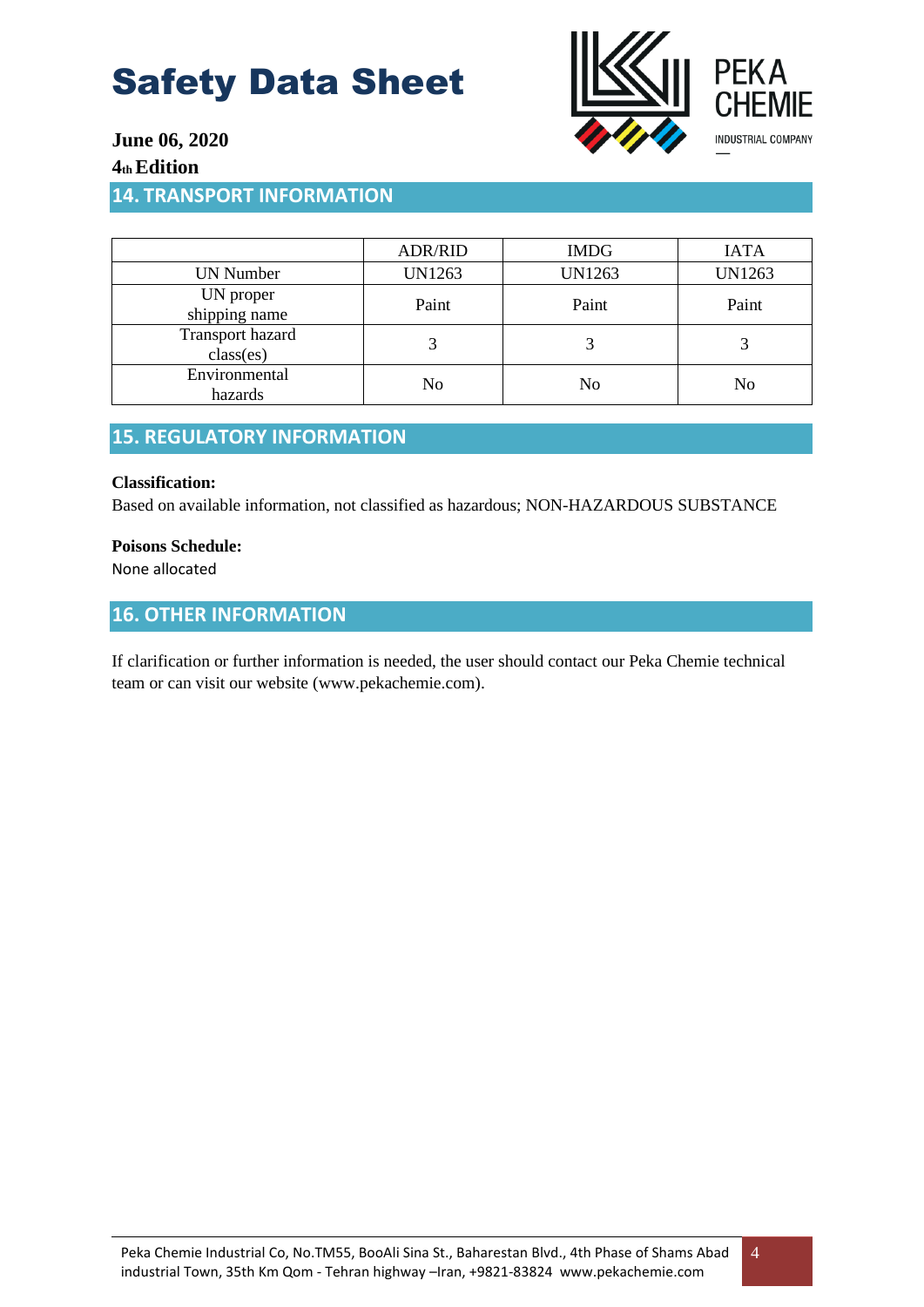# Safety Data Sheet

**June 06, 2020**

**4th Edition**

## 14. TRANSPORT INFORMATION

| | ADR/RID | IMDG | IATA |
|---|---|---|---|
| UN Number | UN1263 | UN1263 | UN1263 |
| UN proper shipping name | Paint | Paint | Paint |
| Transport hazard class(es) | 3 | 3 | 3 |
| Environmental hazards | No | No | No |

## 15. REGULATORY INFORMATION

**Classification:**

Based on available information, not classified as hazardous; NON-HAZARDOUS SUBSTANCE

**Poisons Schedule:**

None allocated

## 16. OTHER INFORMATION

If clarification or further information is needed, the user should contact our Peka Chemie technical team or can visit our website (www.pekachemie.com).